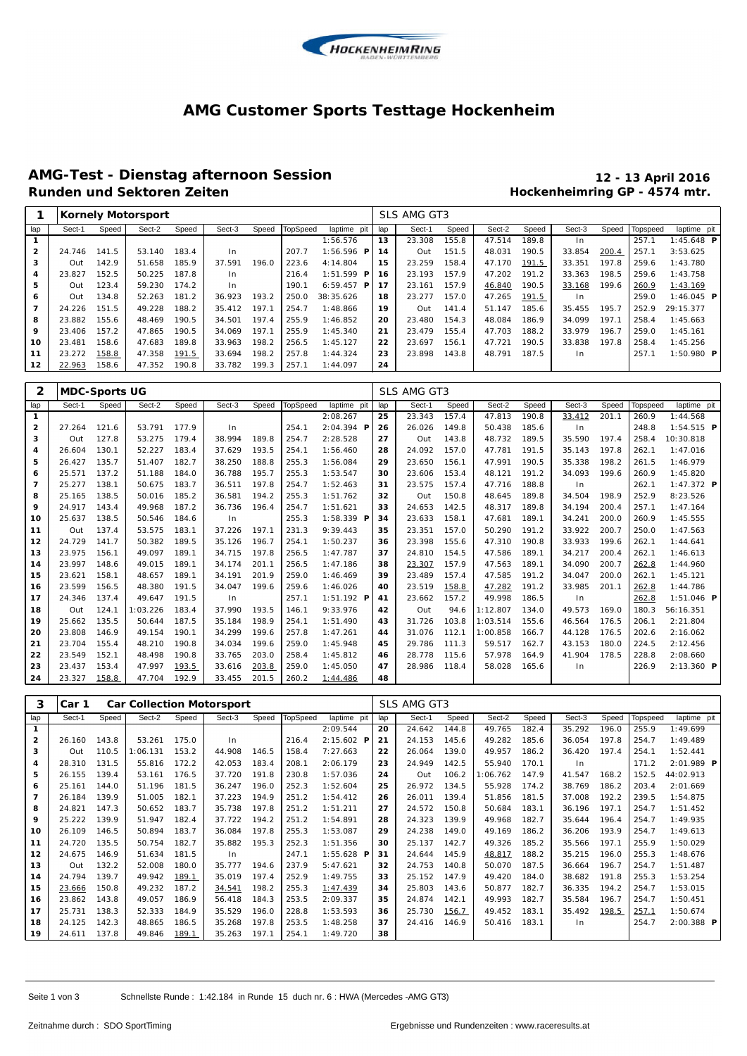# AMG Customer Sports Testtage Hockenheim

## AMG-Test - Dienstag afternoon Session

**Runden und Sektoren Zeiten**

**12 - 13 April 2016**
**Hockenheimring GP - 4574 mtr.**

| 1 | Kornely Motorsport | | | | | | | | | SLS AMG GT3 | | | | | | | |
|---|---|---|---|---|---|---|---|---|---|---|---|---|---|---|---|---|---|
| lap | Sect-1 | Speed | Sect-2 | Speed | Sect-3 | Speed | TopSpeed | laptime pit | lap | Sect-1 | Speed | Sect-2 | Speed | Sect-3 | Speed | Topspeed | laptime pit |
| 1 | | | | | | | | 1:56.576 | 13 | 23.308 | 155.8 | 47.514 | 189.8 | In | | 257.1 | 1:45.648 P |
| 2 | 24.746 | 141.5 | 53.140 | 183.4 | In | | 207.7 | 1:56.596 P | 14 | Out | 151.5 | 48.031 | 190.5 | 33.854 | 200.4 | 257.1 | 3:53.625 |
| 3 | Out | 142.9 | 51.658 | 185.9 | 37.591 | 196.0 | 223.6 | 4:14.804 | 15 | 23.259 | 158.4 | 47.170 | 191.5 | 33.351 | 197.8 | 259.6 | 1:43.780 |
| 4 | 23.827 | 152.5 | 50.225 | 187.8 | In | | 216.4 | 1:51.599 P | 16 | 23.193 | 157.9 | 47.202 | 191.2 | 33.363 | 198.5 | 259.6 | 1:43.758 |
| 5 | Out | 123.4 | 59.230 | 174.2 | In | | 190.1 | 6:59.457 P | 17 | 23.161 | 157.9 | 46.840 | 190.5 | 33.168 | 199.6 | 260.9 | 1:43.169 |
| 6 | Out | 134.8 | 52.263 | 181.2 | 36.923 | 193.2 | 250.0 | 38:35.626 | 18 | 23.277 | 157.0 | 47.265 | 191.5 | In | | 259.0 | 1:46.045 P |
| 7 | 24.226 | 151.5 | 49.228 | 188.2 | 35.412 | 197.1 | 254.7 | 1:48.866 | 19 | Out | 141.4 | 51.147 | 185.6 | 35.455 | 195.7 | 252.9 | 29:15.377 |
| 8 | 23.882 | 155.6 | 48.469 | 190.5 | 34.501 | 197.4 | 255.9 | 1:46.852 | 20 | 23.480 | 154.3 | 48.084 | 186.9 | 34.099 | 197.1 | 258.4 | 1:45.663 |
| 9 | 23.406 | 157.2 | 47.865 | 190.5 | 34.069 | 197.1 | 255.9 | 1:45.340 | 21 | 23.479 | 155.4 | 47.703 | 188.2 | 33.979 | 196.7 | 259.0 | 1:45.161 |
| 10 | 23.481 | 158.6 | 47.683 | 189.8 | 33.963 | 198.2 | 256.5 | 1:45.127 | 22 | 23.697 | 156.1 | 47.721 | 190.5 | 33.838 | 197.8 | 258.4 | 1:45.256 |
| 11 | 23.272 | 158.8 | 47.358 | 191.5 | 33.694 | 198.2 | 257.8 | 1:44.324 | 23 | 23.898 | 143.8 | 48.791 | 187.5 | In | | 257.1 | 1:50.980 P |
| 12 | 22.963 | 158.6 | 47.352 | 190.8 | 33.782 | 199.3 | 257.1 | 1:44.097 | 24 | | | | | | | | |

| 2 | MDC-Sports UG | | | | | | | | | SLS AMG GT3 | | | | | | | |
|---|---|---|---|---|---|---|---|---|---|---|---|---|---|---|---|---|---|
| lap | Sect-1 | Speed | Sect-2 | Speed | Sect-3 | Speed | TopSpeed | laptime pit | lap | Sect-1 | Speed | Sect-2 | Speed | Sect-3 | Speed | Topspeed | laptime pit |
| 1 | | | | | | | | 2:08.267 | 25 | 23.343 | 157.4 | 47.813 | 190.8 | 33.412 | 201.1 | 260.9 | 1:44.568 |
| 2 | 27.264 | 121.6 | 53.791 | 177.9 | In | | 254.1 | 2:04.394 P | 26 | 26.026 | 149.8 | 50.438 | 185.6 | In | | 248.8 | 1:54.515 P |
| 3 | Out | 127.8 | 53.275 | 179.4 | 38.994 | 189.8 | 254.7 | 2:28.528 | 27 | Out | 143.8 | 48.732 | 189.5 | 35.590 | 197.4 | 258.4 | 10:30.818 |
| 4 | 26.604 | 130.1 | 52.227 | 183.4 | 37.629 | 193.5 | 254.1 | 1:56.460 | 28 | 24.092 | 157.0 | 47.781 | 191.5 | 35.143 | 197.8 | 262.1 | 1:47.016 |
| 5 | 26.427 | 135.7 | 51.407 | 182.7 | 38.250 | 188.8 | 255.3 | 1:56.084 | 29 | 23.650 | 156.1 | 47.991 | 190.5 | 35.338 | 198.2 | 261.5 | 1:46.979 |
| 6 | 25.571 | 137.2 | 51.188 | 184.0 | 36.788 | 195.7 | 255.3 | 1:53.547 | 30 | 23.606 | 153.4 | 48.121 | 191.2 | 34.093 | 199.6 | 260.9 | 1:45.820 |
| 7 | 25.277 | 138.1 | 50.675 | 183.7 | 36.511 | 197.8 | 254.7 | 1:52.463 | 31 | 23.575 | 157.4 | 47.716 | 188.8 | In | | 262.1 | 1:47.372 P |
| 8 | 25.165 | 138.5 | 50.016 | 185.2 | 36.581 | 194.2 | 255.3 | 1:51.762 | 32 | Out | 150.8 | 48.645 | 189.8 | 34.504 | 198.9 | 252.9 | 8:23.526 |
| 9 | 24.917 | 143.4 | 49.968 | 187.2 | 36.736 | 196.4 | 254.7 | 1:51.621 | 33 | 24.653 | 142.5 | 48.317 | 189.8 | 34.194 | 200.4 | 257.1 | 1:47.164 |
| 10 | 25.637 | 138.5 | 50.546 | 184.6 | In | | 255.3 | 1:58.339 P | 34 | 23.633 | 158.1 | 47.681 | 189.1 | 34.241 | 200.0 | 260.9 | 1:45.555 |
| 11 | Out | 137.4 | 53.575 | 183.1 | 37.226 | 197.1 | 231.3 | 9:39.443 | 35 | 23.351 | 157.0 | 50.290 | 191.2 | 33.922 | 200.7 | 250.0 | 1:47.563 |
| 12 | 24.729 | 141.7 | 50.382 | 189.5 | 35.126 | 196.7 | 254.1 | 1:50.237 | 36 | 23.398 | 155.6 | 47.310 | 190.8 | 33.933 | 199.6 | 262.1 | 1:44.641 |
| 13 | 23.975 | 156.1 | 49.097 | 189.1 | 34.715 | 197.8 | 256.5 | 1:47.787 | 37 | 24.810 | 154.5 | 47.586 | 189.1 | 34.217 | 200.4 | 262.1 | 1:46.613 |
| 14 | 23.997 | 148.6 | 49.015 | 189.1 | 34.174 | 201.1 | 256.5 | 1:47.186 | 38 | 23.307 | 157.9 | 47.563 | 189.1 | 34.090 | 200.7 | 262.8 | 1:44.960 |
| 15 | 23.621 | 158.1 | 48.657 | 189.1 | 34.191 | 201.9 | 259.0 | 1:46.469 | 39 | 23.489 | 157.4 | 47.585 | 191.2 | 34.047 | 200.0 | 262.1 | 1:45.121 |
| 16 | 23.599 | 156.5 | 48.380 | 191.5 | 34.047 | 199.6 | 259.6 | 1:46.026 | 40 | 23.519 | 158.8 | 47.282 | 191.2 | 33.985 | 201.1 | 262.8 | 1:44.786 |
| 17 | 24.346 | 137.4 | 49.647 | 191.5 | In | | 257.1 | 1:51.192 P | 41 | 23.662 | 157.2 | 49.998 | 186.5 | In | | 262.8 | 1:51.046 P |
| 18 | Out | 124.1 | 1:03.226 | 183.4 | 37.990 | 193.5 | 146.1 | 9:33.976 | 42 | Out | 94.6 | 1:12.807 | 134.0 | 49.573 | 169.0 | 180.3 | 56:16.351 |
| 19 | 25.662 | 135.5 | 50.644 | 187.5 | 35.184 | 198.9 | 254.1 | 1:51.490 | 43 | 31.726 | 103.8 | 1:03.514 | 155.6 | 46.564 | 176.5 | 206.1 | 2:21.804 |
| 20 | 23.808 | 146.9 | 49.154 | 190.1 | 34.299 | 199.6 | 257.8 | 1:47.261 | 44 | 31.076 | 112.1 | 1:00.858 | 166.7 | 44.128 | 176.5 | 202.6 | 2:16.062 |
| 21 | 23.704 | 155.4 | 48.210 | 190.8 | 34.034 | 199.6 | 259.0 | 1:45.948 | 45 | 29.786 | 111.3 | 59.517 | 162.7 | 43.153 | 180.0 | 224.5 | 2:12.456 |
| 22 | 23.549 | 152.1 | 48.498 | 190.8 | 33.765 | 203.0 | 258.4 | 1:45.812 | 46 | 28.778 | 115.6 | 57.978 | 164.9 | 41.904 | 178.5 | 228.8 | 2:08.660 |
| 23 | 23.437 | 153.4 | 47.997 | 193.5 | 33.616 | 203.8 | 259.0 | 1:45.050 | 47 | 28.986 | 118.4 | 58.028 | 165.6 | In | | 226.9 | 2:13.360 P |
| 24 | 23.327 | 158.8 | 47.704 | 192.9 | 33.455 | 201.5 | 260.2 | 1:44.486 | 48 | | | | | | | | |

| 3 | Car 1 Car Collection Motorsport | | | | | | | | | SLS AMG GT3 | | | | | | | |
|---|---|---|---|---|---|---|---|---|---|---|---|---|---|---|---|---|---|
| lap | Sect-1 | Speed | Sect-2 | Speed | Sect-3 | Speed | TopSpeed | laptime pit | lap | Sect-1 | Speed | Sect-2 | Speed | Sect-3 | Speed | Topspeed | laptime pit |
| 1 | | | | | | | | 2:09.544 | 20 | 24.642 | 144.8 | 49.765 | 182.4 | 35.292 | 196.0 | 255.9 | 1:49.699 |
| 2 | 26.160 | 143.8 | 53.261 | 175.0 | In | | 216.4 | 2:15.602 P | 21 | 24.153 | 145.6 | 49.282 | 185.6 | 36.054 | 197.8 | 254.7 | 1:49.489 |
| 3 | Out | 110.5 | 1:06.131 | 153.2 | 44.908 | 146.5 | 158.4 | 7:27.663 | 22 | 26.064 | 139.0 | 49.957 | 186.2 | 36.420 | 197.4 | 254.1 | 1:52.441 |
| 4 | 28.310 | 131.5 | 55.816 | 172.2 | 42.053 | 183.4 | 208.1 | 2:06.179 | 23 | 24.949 | 142.5 | 55.940 | 170.1 | In | | 171.2 | 2:01.989 P |
| 5 | 26.155 | 139.4 | 53.161 | 176.5 | 37.720 | 191.8 | 230.8 | 1:57.036 | 24 | Out | 106.2 | 1:06.762 | 147.9 | 41.547 | 168.2 | 152.5 | 44:02.913 |
| 6 | 25.161 | 144.0 | 51.196 | 181.5 | 36.247 | 196.0 | 252.3 | 1:52.604 | 25 | 26.972 | 134.5 | 55.928 | 174.2 | 38.769 | 186.2 | 203.4 | 2:01.669 |
| 7 | 26.184 | 139.9 | 51.005 | 182.1 | 37.223 | 194.9 | 251.2 | 1:54.412 | 26 | 26.011 | 139.4 | 51.856 | 181.5 | 37.008 | 192.2 | 239.5 | 1:54.875 |
| 8 | 24.821 | 147.3 | 50.652 | 183.7 | 35.738 | 197.8 | 251.2 | 1:51.211 | 27 | 24.572 | 150.8 | 50.684 | 183.1 | 36.196 | 197.1 | 254.7 | 1:51.452 |
| 9 | 25.222 | 139.9 | 51.947 | 182.4 | 37.722 | 194.2 | 251.2 | 1:54.891 | 28 | 24.323 | 139.9 | 49.968 | 182.7 | 35.644 | 196.4 | 254.7 | 1:49.935 |
| 10 | 26.109 | 146.5 | 50.894 | 183.7 | 36.084 | 197.8 | 255.3 | 1:53.087 | 29 | 24.238 | 149.0 | 49.169 | 186.2 | 36.206 | 193.9 | 254.7 | 1:49.613 |
| 11 | 24.720 | 135.5 | 50.754 | 182.7 | 35.882 | 195.3 | 252.3 | 1:51.356 | 30 | 25.137 | 142.7 | 49.326 | 185.2 | 35.566 | 197.1 | 255.9 | 1:50.029 |
| 12 | 24.675 | 146.9 | 51.634 | 181.5 | In | | 247.1 | 1:55.628 P | 31 | 24.644 | 145.9 | 48.817 | 188.2 | 35.215 | 196.0 | 255.3 | 1:48.676 |
| 13 | Out | 132.2 | 52.008 | 180.0 | 35.777 | 194.6 | 237.9 | 5:47.621 | 32 | 24.753 | 140.8 | 50.070 | 187.5 | 36.664 | 196.7 | 254.7 | 1:51.487 |
| 14 | 24.794 | 139.7 | 49.942 | 189.1 | 35.019 | 197.4 | 252.9 | 1:49.755 | 33 | 25.152 | 147.9 | 49.420 | 184.0 | 38.682 | 191.8 | 255.3 | 1:53.254 |
| 15 | 23.666 | 150.8 | 49.232 | 187.2 | 34.541 | 198.2 | 255.3 | 1:47.439 | 34 | 25.803 | 143.6 | 50.877 | 182.7 | 36.335 | 194.2 | 254.7 | 1:53.015 |
| 16 | 23.862 | 143.8 | 49.057 | 186.9 | 56.418 | 184.3 | 253.5 | 2:09.337 | 35 | 24.874 | 142.1 | 49.993 | 182.7 | 35.584 | 196.7 | 254.7 | 1:50.451 |
| 17 | 25.731 | 138.3 | 52.333 | 184.9 | 35.529 | 196.0 | 228.8 | 1:53.593 | 36 | 25.730 | 156.7 | 49.452 | 183.1 | 35.492 | 198.5 | 257.1 | 1:50.674 |
| 18 | 24.125 | 142.3 | 48.865 | 186.5 | 35.268 | 197.8 | 253.5 | 1:48.258 | 37 | 24.416 | 146.9 | 50.416 | 183.1 | In | | 254.7 | 2:00.388 P |
| 19 | 24.611 | 137.8 | 49.846 | 189.1 | 35.263 | 197.1 | 254.1 | 1:49.720 | 38 | | | | | | | | |

Schnellste Runde : 1:42.184 in Runde 15 duch nr. 6 : HWA (Mercedes -AMG GT3)

Zeitnahme durch : SDO SportTiming

Ergebnisse und Rundenzeiten : www.raceresults.at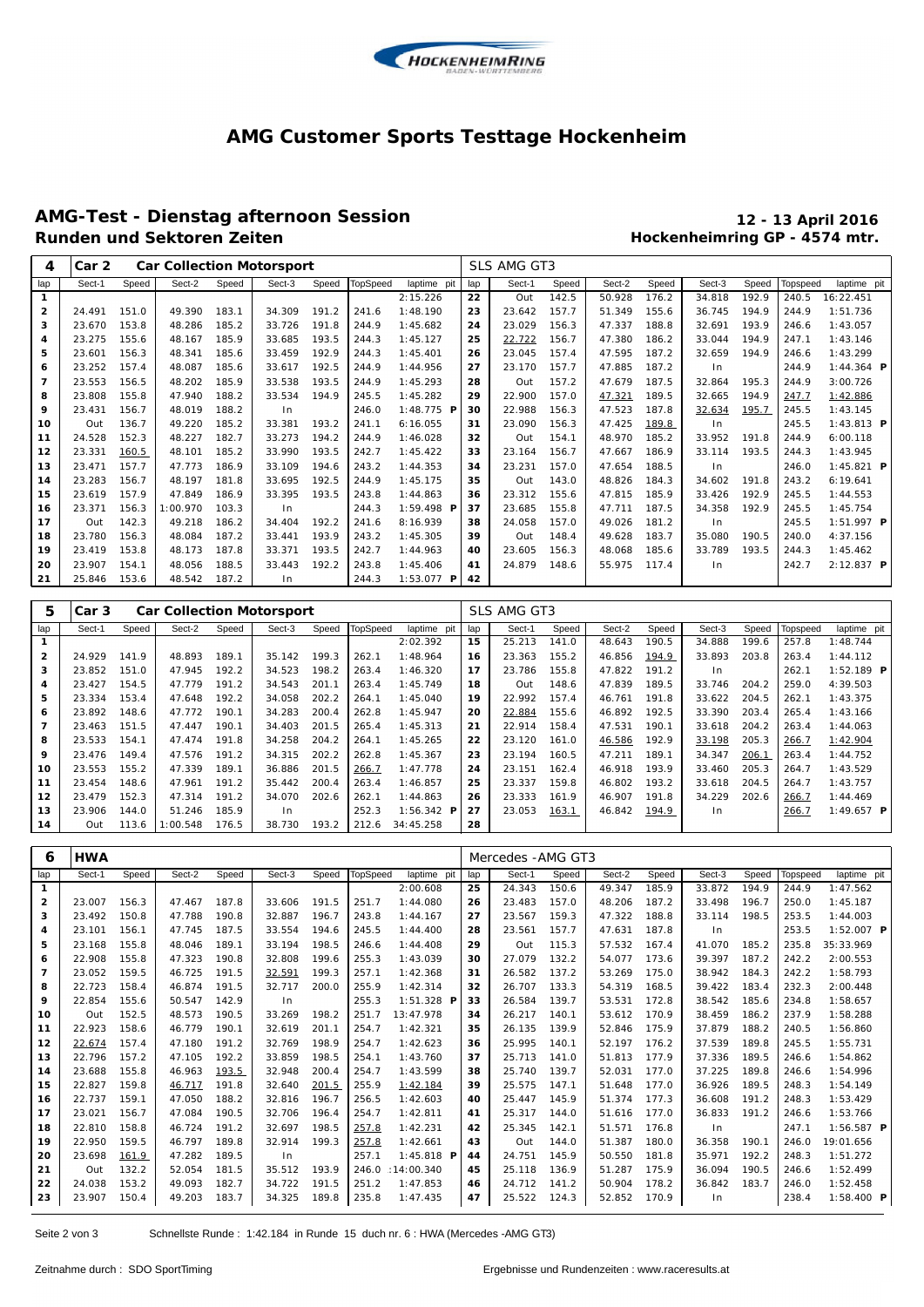# AMG Customer Sports Testtage Hockenheim

## AMG-Test - Dienstag afternoon Session

**12 - 13 April 2016**

### Runden und Sektoren Zeiten

**Hockenheimring GP - 4574 mtr.**

| 4 | Car 2 | | Car Collection Motorsport | | | | | | SLS AMG GT3 | | | | | | | | |
|---|---|---|---|---|---|---|---|---|---|---|---|---|---|---|---|---|---|
| lap | Sect-1 | Speed | Sect-2 | Speed | Sect-3 | Speed | TopSpeed | laptime pit | lap | Sect-1 | Speed | Sect-2 | Speed | Sect-3 | Speed | Topspeed | laptime pit |
| 1 | | | | | | | | 2:15.226 | 22 | Out | 142.5 | 50.928 | 176.2 | 34.818 | 192.9 | 240.5 | 16:22.451 |
| 2 | 24.491 | 151.0 | 49.390 | 183.1 | 34.309 | 191.2 | 241.6 | 1:48.190 | 23 | 23.642 | 157.7 | 51.349 | 155.6 | 36.745 | 194.9 | 244.9 | 1:51.736 |
| 3 | 23.670 | 153.8 | 48.286 | 185.2 | 33.726 | 191.8 | 244.9 | 1:45.682 | 24 | 23.029 | 156.3 | 47.337 | 188.8 | 32.691 | 193.9 | 246.6 | 1:43.057 |
| 4 | 23.275 | 155.6 | 48.167 | 185.9 | 33.685 | 193.5 | 244.3 | 1:45.127 | 25 | 22.722 | 156.7 | 47.380 | 186.2 | 33.044 | 194.9 | 247.1 | 1:43.146 |
| 5 | 23.601 | 156.3 | 48.341 | 185.6 | 33.459 | 192.9 | 244.3 | 1:45.401 | 26 | 23.045 | 157.4 | 47.595 | 187.2 | 32.659 | 194.9 | 246.6 | 1:43.299 |
| 6 | 23.252 | 157.4 | 48.087 | 185.6 | 33.617 | 192.5 | 244.9 | 1:44.956 | 27 | 23.170 | 157.7 | 47.885 | 187.2 | In | | 244.9 | 1:44.364 P |
| 7 | 23.553 | 156.5 | 48.202 | 185.9 | 33.538 | 193.5 | 244.9 | 1:45.293 | 28 | Out | 157.2 | 47.679 | 187.5 | 32.864 | 195.3 | 244.9 | 3:00.726 |
| 8 | 23.808 | 155.8 | 47.940 | 188.2 | 33.534 | 194.9 | 245.5 | 1:45.282 | 29 | 22.900 | 157.0 | 47.321 | 189.5 | 32.665 | 194.9 | 247.7 | 1:42.886 |
| 9 | 23.431 | 156.7 | 48.019 | 188.2 | In | | 246.0 | 1:48.775 P | 30 | 22.988 | 156.3 | 47.523 | 187.8 | 32.634 | 195.7 | 245.5 | 1:43.145 |
| 10 | Out | 136.7 | 49.220 | 185.2 | 33.381 | 193.2 | 241.1 | 6:16.055 | 31 | 23.090 | 156.3 | 47.425 | 189.8 | In | | 245.5 | 1:43.813 P |
| 11 | 24.528 | 152.3 | 48.227 | 182.7 | 33.273 | 194.2 | 244.9 | 1:46.028 | 32 | Out | 154.1 | 48.970 | 185.2 | 33.952 | 191.8 | 244.9 | 6:00.118 |
| 12 | 23.331 | 160.5 | 48.101 | 185.2 | 33.990 | 193.5 | 242.7 | 1:45.422 | 33 | 23.164 | 156.7 | 47.667 | 186.9 | 33.114 | 193.5 | 244.3 | 1:43.945 |
| 13 | 23.471 | 157.7 | 47.773 | 186.9 | 33.109 | 194.6 | 243.2 | 1:44.353 | 34 | 23.231 | 157.0 | 47.654 | 188.5 | In | | 246.0 | 1:45.821 P |
| 14 | 23.283 | 156.7 | 48.197 | 181.8 | 33.695 | 192.5 | 244.9 | 1:45.175 | 35 | Out | 143.0 | 48.826 | 184.3 | 34.602 | 191.8 | 243.2 | 6:19.641 |
| 15 | 23.619 | 157.9 | 47.849 | 186.9 | 33.395 | 193.5 | 243.8 | 1:44.863 | 36 | 23.312 | 155.6 | 47.815 | 185.9 | 33.426 | 192.9 | 245.5 | 1:44.553 |
| 16 | 23.371 | 156.3 | 1:00.970 | 103.3 | In | | 244.3 | 1:59.498 P | 37 | 23.685 | 155.8 | 47.711 | 187.5 | 34.358 | 192.9 | 245.5 | 1:45.754 |
| 17 | Out | 142.3 | 49.218 | 186.2 | 34.404 | 192.2 | 241.6 | 8:16.939 | 38 | 24.058 | 157.0 | 49.026 | 181.2 | In | | 245.5 | 1:51.997 P |
| 18 | 23.780 | 156.3 | 48.084 | 187.2 | 33.441 | 193.9 | 243.2 | 1:45.305 | 39 | Out | 148.4 | 49.628 | 183.7 | 35.080 | 190.5 | 240.0 | 4:37.156 |
| 19 | 23.419 | 153.8 | 48.173 | 187.8 | 33.371 | 193.5 | 242.7 | 1:44.963 | 40 | 23.605 | 156.3 | 48.068 | 185.6 | 33.789 | 193.5 | 244.3 | 1:45.462 |
| 20 | 23.907 | 154.1 | 48.056 | 188.5 | 33.443 | 192.2 | 243.8 | 1:45.406 | 41 | 24.879 | 148.6 | 55.975 | 117.4 | In | | 242.7 | 2:12.837 P |
| 21 | 25.846 | 153.6 | 48.542 | 187.2 | In | | 244.3 | 1:53.077 P | 42 | | | | | | | | |

| 5 | Car 3 | | Car Collection Motorsport | | | | | | SLS AMG GT3 | | | | | | | | |
|---|---|---|---|---|---|---|---|---|---|---|---|---|---|---|---|---|---|
| lap | Sect-1 | Speed | Sect-2 | Speed | Sect-3 | Speed | TopSpeed | laptime pit | lap | Sect-1 | Speed | Sect-2 | Speed | Sect-3 | Speed | Topspeed | laptime pit |
| 1 | | | | | | | | 2:02.392 | 15 | 25.213 | 141.0 | 48.643 | 190.5 | 34.888 | 199.6 | 257.8 | 1:48.744 |
| 2 | 24.929 | 141.9 | 48.893 | 189.1 | 35.142 | 199.3 | 262.1 | 1:48.964 | 16 | 23.363 | 155.2 | 46.856 | 194.9 | 33.893 | 203.8 | 263.4 | 1:44.112 |
| 3 | 23.852 | 151.0 | 47.945 | 192.2 | 34.523 | 198.2 | 263.4 | 1:46.320 | 17 | 23.786 | 155.8 | 47.822 | 191.2 | In | | 262.1 | 1:52.189 P |
| 4 | 23.427 | 154.5 | 47.779 | 191.2 | 34.543 | 201.1 | 263.4 | 1:45.749 | 18 | Out | 148.6 | 47.839 | 189.5 | 33.746 | 204.2 | 259.0 | 4:39.503 |
| 5 | 23.334 | 153.4 | 47.648 | 192.2 | 34.058 | 202.2 | 264.1 | 1:45.040 | 19 | 22.992 | 157.4 | 46.761 | 191.8 | 33.622 | 204.5 | 262.1 | 1:43.375 |
| 6 | 23.892 | 148.6 | 47.772 | 190.1 | 34.283 | 200.4 | 262.8 | 1:45.947 | 20 | 22.884 | 155.6 | 46.892 | 192.5 | 33.390 | 203.4 | 265.4 | 1:43.166 |
| 7 | 23.463 | 151.5 | 47.447 | 190.1 | 34.403 | 201.5 | 265.4 | 1:45.313 | 21 | 22.914 | 158.4 | 47.531 | 190.1 | 33.618 | 204.2 | 263.4 | 1:44.063 |
| 8 | 23.533 | 154.1 | 47.474 | 191.8 | 34.258 | 204.2 | 264.1 | 1:45.265 | 22 | 23.120 | 161.0 | 46.586 | 192.9 | 33.198 | 205.3 | 266.7 | 1:42.904 |
| 9 | 23.476 | 149.4 | 47.576 | 191.2 | 34.315 | 202.2 | 262.8 | 1:45.367 | 23 | 23.194 | 160.5 | 47.211 | 189.1 | 34.347 | 206.1 | 263.4 | 1:44.752 |
| 10 | 23.553 | 155.2 | 47.339 | 189.1 | 36.886 | 201.5 | 266.7 | 1:47.778 | 24 | 23.151 | 162.4 | 46.918 | 193.9 | 33.460 | 205.3 | 264.7 | 1:43.529 |
| 11 | 23.454 | 148.6 | 47.961 | 191.2 | 35.442 | 200.4 | 263.4 | 1:46.857 | 25 | 23.337 | 159.8 | 46.802 | 193.2 | 33.618 | 204.5 | 264.7 | 1:43.757 |
| 12 | 23.479 | 152.3 | 47.314 | 191.2 | 34.070 | 202.6 | 262.1 | 1:44.863 | 26 | 23.333 | 161.9 | 46.907 | 191.8 | 34.229 | 202.6 | 266.7 | 1:44.469 |
| 13 | 23.906 | 144.0 | 51.246 | 185.9 | In | | 252.3 | 1:56.342 P | 27 | 23.053 | 163.1 | 46.842 | 194.9 | In | | 266.7 | 1:49.657 P |
| 14 | Out | 113.6 | 1:00.548 | 176.5 | 38.730 | 193.2 | 212.6 | 34:45.258 | 28 | | | | | | | | |

| 6 | HWA | | | | | | | | Mercedes -AMG GT3 | | | | | | | | |
|---|---|---|---|---|---|---|---|---|---|---|---|---|---|---|---|---|---|
| lap | Sect-1 | Speed | Sect-2 | Speed | Sect-3 | Speed | TopSpeed | laptime pit | lap | Sect-1 | Speed | Sect-2 | Speed | Sect-3 | Speed | Topspeed | laptime pit |
| 1 | | | | | | | | 2:00.608 | 25 | 24.343 | 150.6 | 49.347 | 185.9 | 33.872 | 194.9 | 244.9 | 1:47.562 |
| 2 | 23.007 | 156.3 | 47.467 | 187.8 | 33.606 | 191.5 | 251.7 | 1:44.080 | 26 | 23.483 | 157.0 | 48.206 | 187.2 | 33.498 | 196.7 | 250.0 | 1:45.187 |
| 3 | 23.492 | 150.8 | 47.788 | 190.8 | 32.887 | 196.7 | 243.8 | 1:44.167 | 27 | 23.567 | 159.3 | 47.322 | 188.8 | 33.114 | 198.5 | 253.5 | 1:44.003 |
| 4 | 23.101 | 156.1 | 47.745 | 187.5 | 33.554 | 194.6 | 245.5 | 1:44.400 | 28 | 23.561 | 157.7 | 47.631 | 187.8 | In | | 253.5 | 1:52.007 P |
| 5 | 23.168 | 155.8 | 48.046 | 189.1 | 33.194 | 198.5 | 246.6 | 1:44.408 | 29 | Out | 115.3 | 57.532 | 167.4 | 41.070 | 185.2 | 235.8 | 35:33.969 |
| 6 | 22.908 | 155.8 | 47.323 | 190.8 | 32.808 | 199.6 | 255.3 | 1:43.039 | 30 | 27.079 | 132.2 | 54.077 | 173.6 | 39.397 | 187.2 | 242.2 | 2:00.553 |
| 7 | 23.052 | 159.5 | 46.725 | 191.5 | 32.591 | 199.3 | 257.1 | 1:42.368 | 31 | 26.582 | 137.2 | 53.269 | 175.0 | 38.942 | 184.3 | 242.2 | 1:58.793 |
| 8 | 22.723 | 158.4 | 46.874 | 191.5 | 32.717 | 200.0 | 255.9 | 1:42.314 | 32 | 26.707 | 133.3 | 54.319 | 168.5 | 39.422 | 183.4 | 232.3 | 2:00.448 |
| 9 | 22.854 | 155.6 | 50.547 | 142.9 | In | | 255.3 | 1:51.328 P | 33 | 26.584 | 139.7 | 53.531 | 172.8 | 38.542 | 185.6 | 234.8 | 1:58.657 |
| 10 | Out | 152.5 | 48.573 | 190.5 | 33.269 | 198.2 | 251.7 | 13:47.978 | 34 | 26.217 | 140.1 | 53.612 | 170.9 | 38.459 | 186.2 | 237.9 | 1:58.288 |
| 11 | 22.923 | 158.6 | 46.779 | 190.1 | 32.619 | 201.1 | 254.7 | 1:42.321 | 35 | 26.135 | 139.9 | 52.846 | 175.9 | 37.879 | 188.2 | 240.5 | 1:56.860 |
| 12 | 22.674 | 157.4 | 47.180 | 191.2 | 32.769 | 198.9 | 254.7 | 1:42.623 | 36 | 25.995 | 140.1 | 52.197 | 176.2 | 37.539 | 189.8 | 245.5 | 1:55.731 |
| 13 | 22.796 | 157.2 | 47.105 | 192.2 | 33.859 | 198.5 | 254.1 | 1:43.760 | 37 | 25.713 | 141.0 | 51.813 | 177.9 | 37.336 | 189.5 | 246.6 | 1:54.862 |
| 14 | 23.688 | 155.8 | 46.963 | 193.5 | 32.948 | 200.4 | 254.7 | 1:43.599 | 38 | 25.740 | 139.7 | 52.031 | 177.0 | 37.225 | 189.8 | 246.6 | 1:54.996 |
| 15 | 22.827 | 159.8 | 46.717 | 191.8 | 32.640 | 201.5 | 255.9 | 1:42.184 | 39 | 25.575 | 147.1 | 51.648 | 177.0 | 36.926 | 189.5 | 248.3 | 1:54.149 |
| 16 | 22.737 | 159.1 | 47.050 | 188.2 | 32.816 | 196.7 | 256.5 | 1:42.603 | 40 | 25.447 | 145.9 | 51.374 | 177.3 | 36.608 | 191.2 | 248.3 | 1:53.429 |
| 17 | 23.021 | 156.7 | 47.084 | 190.5 | 32.706 | 196.4 | 254.7 | 1:42.811 | 41 | 25.317 | 144.0 | 51.616 | 177.0 | 36.833 | 191.2 | 246.6 | 1:53.766 |
| 18 | 22.810 | 158.8 | 46.724 | 191.2 | 32.697 | 198.5 | 257.8 | 1:42.231 | 42 | 25.345 | 142.1 | 51.571 | 176.8 | In | | 247.1 | 1:56.587 P |
| 19 | 22.950 | 159.5 | 46.797 | 189.8 | 32.914 | 199.3 | 257.8 | 1:42.661 | 43 | Out | 144.0 | 51.387 | 180.0 | 36.358 | 190.1 | 246.0 | 19:01.656 |
| 20 | 23.698 | 161.9 | 47.282 | 189.5 | In | | 257.1 | 1:45.818 P | 44 | 24.751 | 145.9 | 50.550 | 181.8 | 35.971 | 192.2 | 248.3 | 1:51.272 |
| 21 | Out | 132.2 | 52.054 | 181.5 | 35.512 | 193.9 | 246.0 | :14:00.340 | 45 | 25.118 | 136.9 | 51.287 | 175.9 | 36.094 | 190.5 | 246.6 | 1:52.499 |
| 22 | 24.038 | 153.2 | 49.093 | 182.7 | 34.722 | 191.5 | 251.2 | 1:47.853 | 46 | 24.712 | 141.2 | 50.904 | 178.2 | 36.842 | 183.7 | 246.0 | 1:52.458 |
| 23 | 23.907 | 150.4 | 49.203 | 183.7 | 34.325 | 189.8 | 235.8 | 1:47.435 | 47 | 25.522 | 124.3 | 52.852 | 170.9 | In | | 238.4 | 1:58.400 P |

Schnellste Runde : 1:42.184 in Runde 15 duch nr. 6 : HWA (Mercedes -AMG GT3)

Zeitnahme durch : SDO SportTiming

Ergebnisse und Rundenzeiten : www.raceresults.at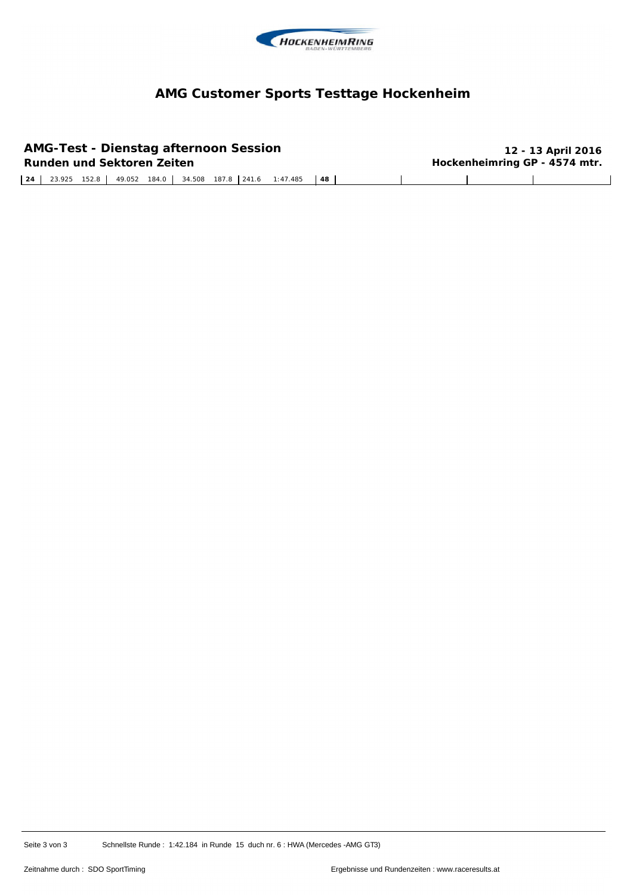## AMG Customer Sports Testtage Hockenheim

**AMG-Test - Dienstag afternoon Session**
**Runden und Sektoren Zeiten**

**12 - 13 April 2016**
**Hockenheimring GP - 4574 mtr.**

| | | | | | | | | | |
|---|---|---|---|---|---|---|---|---|---|
| **24** | 23.925 | 152.8 | 49.052 | 184.0 | 34.508 | 187.8 | 241.6 | 1:47.485 | **48** |

Schnellste Runde : 1:42.184 in Runde 15 duch nr. 6 : HWA (Mercedes -AMG GT3)

Zeitnahme durch : SDO SportTiming

Ergebnisse und Rundenzeiten : www.raceresults.at